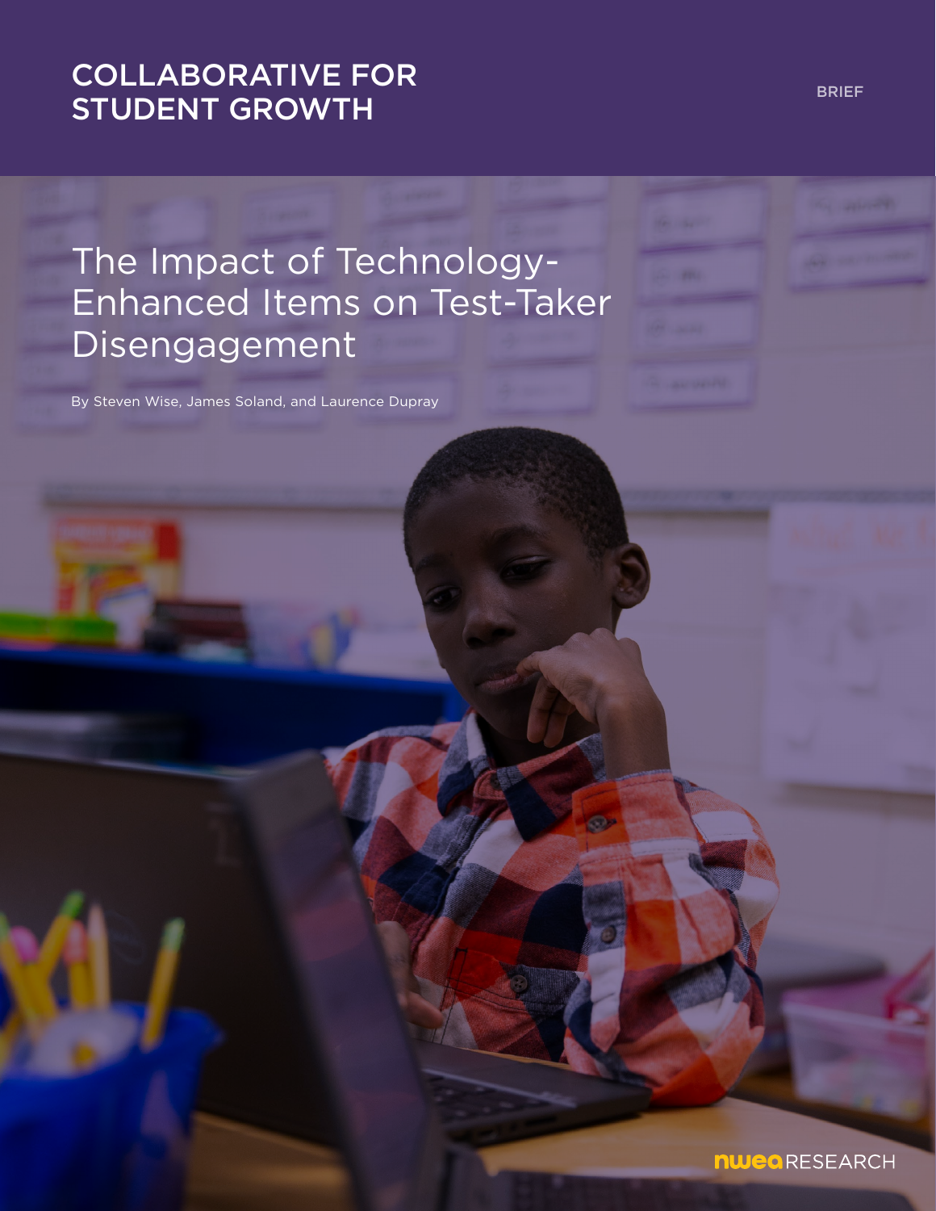COLLABORATIVE FOR STUDENT GROWTH

BRIEF

# The Impact of Technology-Enhanced Items on Test-Taker Disengagement

By Steven Wise, James Soland, and Laurence Dupray

NWEA RESEARCH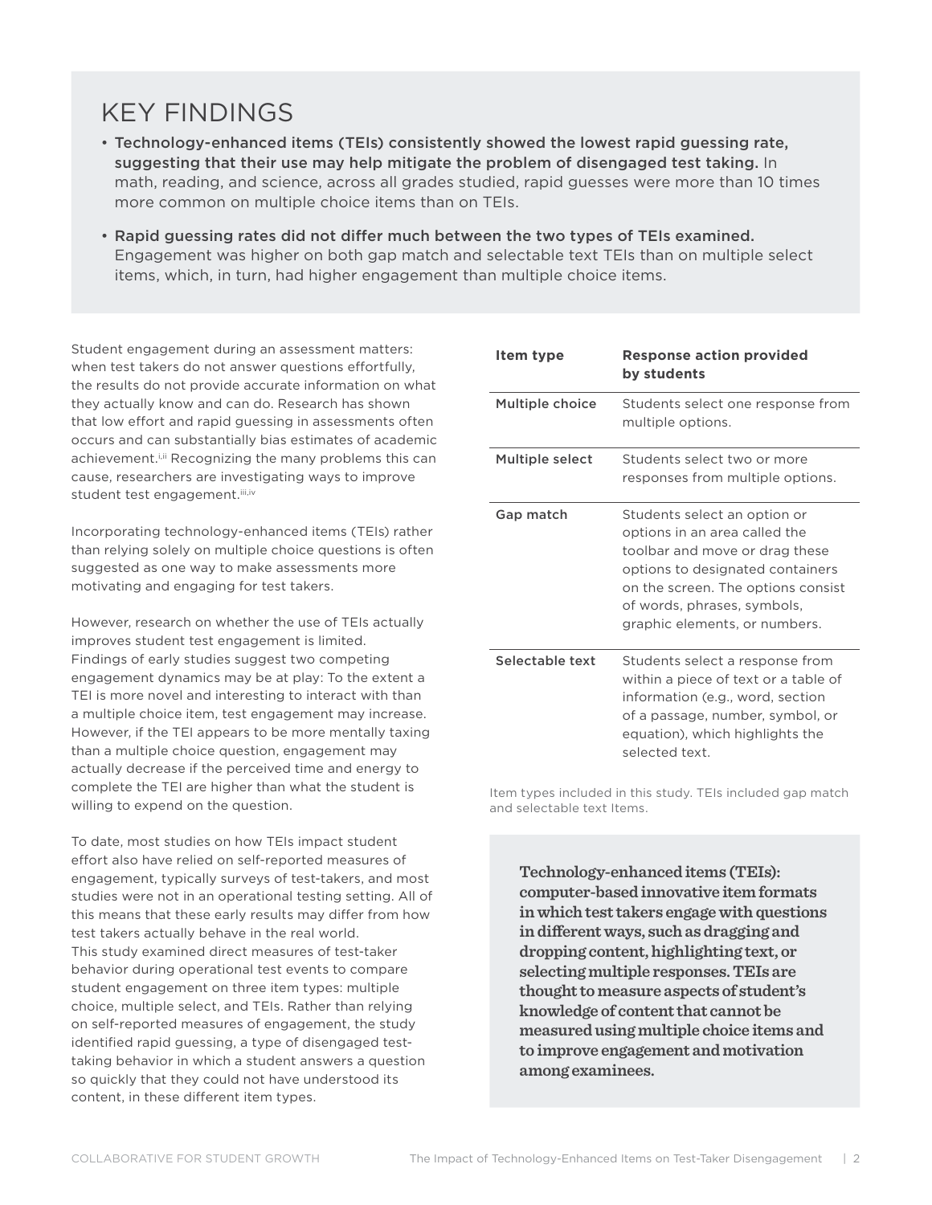## KEY FINDINGS

- **Technology-enhanced items (TEIs) consistently showed the lowest rapid guessing rate, suggesting that their use may help mitigate the problem of disengaged test taking.** In math, reading, and science, across all grades studied, rapid guesses were more than 10 times more common on multiple choice items than on TEIs.
- **Rapid guessing rates did not differ much between the two types of TEIs examined.** Engagement was higher on both gap match and selectable text TEIs than on multiple select items, which, in turn, had higher engagement than multiple choice items.

Student engagement during an assessment matters: when test takers do not answer questions effortfully, the results do not provide accurate information on what they actually know and can do. Research has shown that low effort and rapid guessing in assessments often occurs and can substantially bias estimates of academic achievement.[i,ii] Recognizing the many problems this can cause, researchers are investigating ways to improve student test engagement.[iii,iv]

Incorporating technology-enhanced items (TEIs) rather than relying solely on multiple choice questions is often suggested as one way to make assessments more motivating and engaging for test takers.

However, research on whether the use of TEIs actually improves student test engagement is limited. Findings of early studies suggest two competing engagement dynamics may be at play: To the extent a TEI is more novel and interesting to interact with than a multiple choice item, test engagement may increase. However, if the TEI appears to be more mentally taxing than a multiple choice question, engagement may actually decrease if the perceived time and energy to complete the TEI are higher than what the student is willing to expend on the question.

To date, most studies on how TEIs impact student effort also have relied on self-reported measures of engagement, typically surveys of test-takers, and most studies were not in an operational testing setting. All of this means that these early results may differ from how test takers actually behave in the real world. This study examined direct measures of test-taker behavior during operational test events to compare student engagement on three item types: multiple choice, multiple select, and TEIs. Rather than relying on self-reported measures of engagement, the study identified rapid guessing, a type of disengaged test-taking behavior in which a student answers a question so quickly that they could not have understood its content, in these different item types.

| Item type | Response action provided by students |
|---|---|
| Multiple choice | Students select one response from multiple options. |
| Multiple select | Students select two or more responses from multiple options. |
| Gap match | Students select an option or options in an area called the toolbar and move or drag these options to designated containers on the screen. The options consist of words, phrases, symbols, graphic elements, or numbers. |
| Selectable text | Students select a response from within a piece of text or a table of information (e.g., word, section of a passage, number, symbol, or equation), which highlights the selected text. |

Item types included in this study. TEIs included gap match and selectable text Items.

**Technology-enhanced items (TEIs): computer-based innovative item formats in which test takers engage with questions in different ways, such as dragging and dropping content, highlighting text, or selecting multiple responses. TEIs are thought to measure aspects of student's knowledge of content that cannot be measured using multiple choice items and to improve engagement and motivation among examinees.**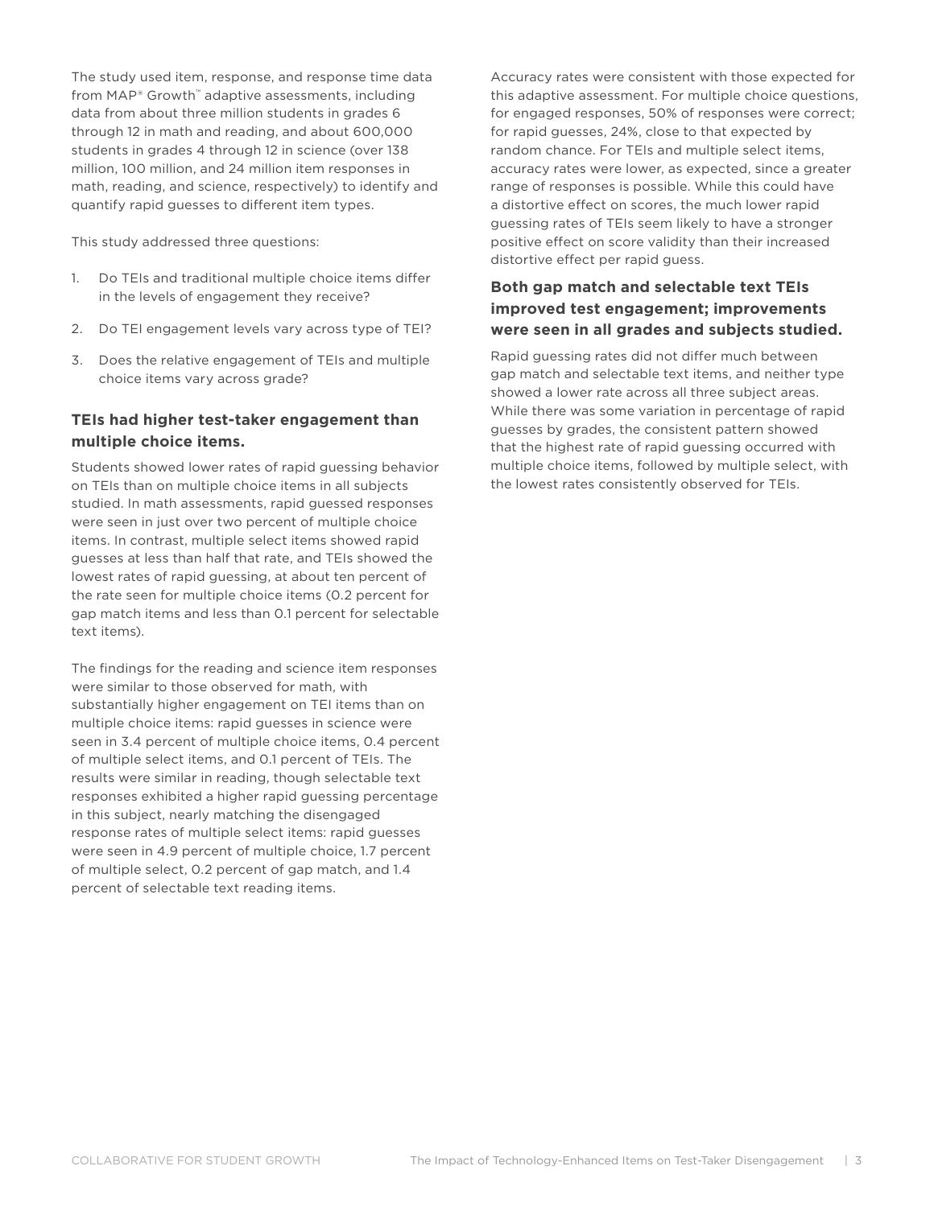The study used item, response, and response time data from MAP® Growth™ adaptive assessments, including data from about three million students in grades 6 through 12 in math and reading, and about 600,000 students in grades 4 through 12 in science (over 138 million, 100 million, and 24 million item responses in math, reading, and science, respectively) to identify and quantify rapid guesses to different item types.

This study addressed three questions:

1. Do TEIs and traditional multiple choice items differ in the levels of engagement they receive?
2. Do TEI engagement levels vary across type of TEI?
3. Does the relative engagement of TEIs and multiple choice items vary across grade?

### TEIs had higher test-taker engagement than multiple choice items.

Students showed lower rates of rapid guessing behavior on TEIs than on multiple choice items in all subjects studied. In math assessments, rapid guessed responses were seen in just over two percent of multiple choice items. In contrast, multiple select items showed rapid guesses at less than half that rate, and TEIs showed the lowest rates of rapid guessing, at about ten percent of the rate seen for multiple choice items (0.2 percent for gap match items and less than 0.1 percent for selectable text items).

The findings for the reading and science item responses were similar to those observed for math, with substantially higher engagement on TEI items than on multiple choice items: rapid guesses in science were seen in 3.4 percent of multiple choice items, 0.4 percent of multiple select items, and 0.1 percent of TEIs. The results were similar in reading, though selectable text responses exhibited a higher rapid guessing percentage in this subject, nearly matching the disengaged response rates of multiple select items: rapid guesses were seen in 4.9 percent of multiple choice, 1.7 percent of multiple select, 0.2 percent of gap match, and 1.4 percent of selectable text reading items.

Accuracy rates were consistent with those expected for this adaptive assessment. For multiple choice questions, for engaged responses, 50% of responses were correct; for rapid guesses, 24%, close to that expected by random chance. For TEIs and multiple select items, accuracy rates were lower, as expected, since a greater range of responses is possible. While this could have a distortive effect on scores, the much lower rapid guessing rates of TEIs seem likely to have a stronger positive effect on score validity than their increased distortive effect per rapid guess.

### Both gap match and selectable text TEIs improved test engagement; improvements were seen in all grades and subjects studied.

Rapid guessing rates did not differ much between gap match and selectable text items, and neither type showed a lower rate across all three subject areas. While there was some variation in percentage of rapid guesses by grades, the consistent pattern showed that the highest rate of rapid guessing occurred with multiple choice items, followed by multiple select, with the lowest rates consistently observed for TEIs.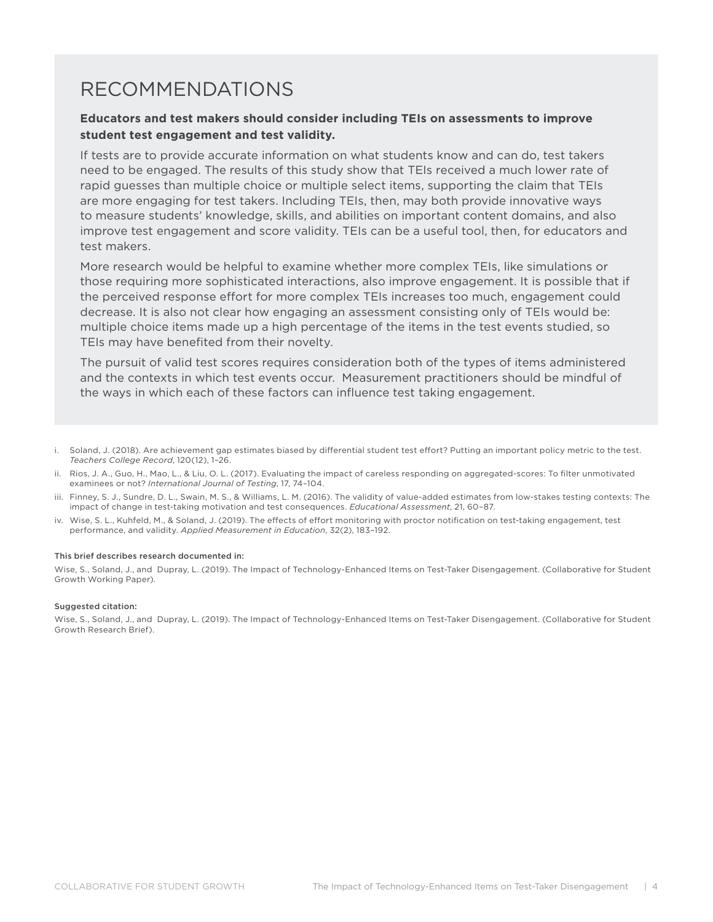## RECOMMENDATIONS

**Educators and test makers should consider including TEIs on assessments to improve student test engagement and test validity.**

If tests are to provide accurate information on what students know and can do, test takers need to be engaged. The results of this study show that TEIs received a much lower rate of rapid guesses than multiple choice or multiple select items, supporting the claim that TEIs are more engaging for test takers. Including TEIs, then, may both provide innovative ways to measure students' knowledge, skills, and abilities on important content domains, and also improve test engagement and score validity. TEIs can be a useful tool, then, for educators and test makers.

More research would be helpful to examine whether more complex TEIs, like simulations or those requiring more sophisticated interactions, also improve engagement. It is possible that if the perceived response effort for more complex TEIs increases too much, engagement could decrease. It is also not clear how engaging an assessment consisting only of TEIs would be: multiple choice items made up a high percentage of the items in the test events studied, so TEIs may have benefited from their novelty.

The pursuit of valid test scores requires consideration both of the types of items administered and the contexts in which test events occur. Measurement practitioners should be mindful of the ways in which each of these factors can influence test taking engagement.

i. Soland, J. (2018). Are achievement gap estimates biased by differential student test effort? Putting an important policy metric to the test. *Teachers College Record*, 120(12), 1–26.

ii. Rios, J. A., Guo, H., Mao, L., & Liu, O. L. (2017). Evaluating the impact of careless responding on aggregated-scores: To filter unmotivated examinees or not? *International Journal of Testing*, 17, 74–104.

iii. Finney, S. J., Sundre, D. L., Swain, M. S., & Williams, L. M. (2016). The validity of value-added estimates from low-stakes testing contexts: The impact of change in test-taking motivation and test consequences. *Educational Assessment*, 21, 60–87.

iv. Wise, S. L., Kuhfeld, M., & Soland, J. (2019). The effects of effort monitoring with proctor notification on test-taking engagement, test performance, and validity. *Applied Measurement in Education*, 32(2), 183–192.

**This brief describes research documented in:**

Wise, S., Soland, J., and Dupray, L. (2019). The Impact of Technology-Enhanced Items on Test-Taker Disengagement. (Collaborative for Student Growth Working Paper).

**Suggested citation:**

Wise, S., Soland, J., and Dupray, L. (2019). The Impact of Technology-Enhanced Items on Test-Taker Disengagement. (Collaborative for Student Growth Research Brief).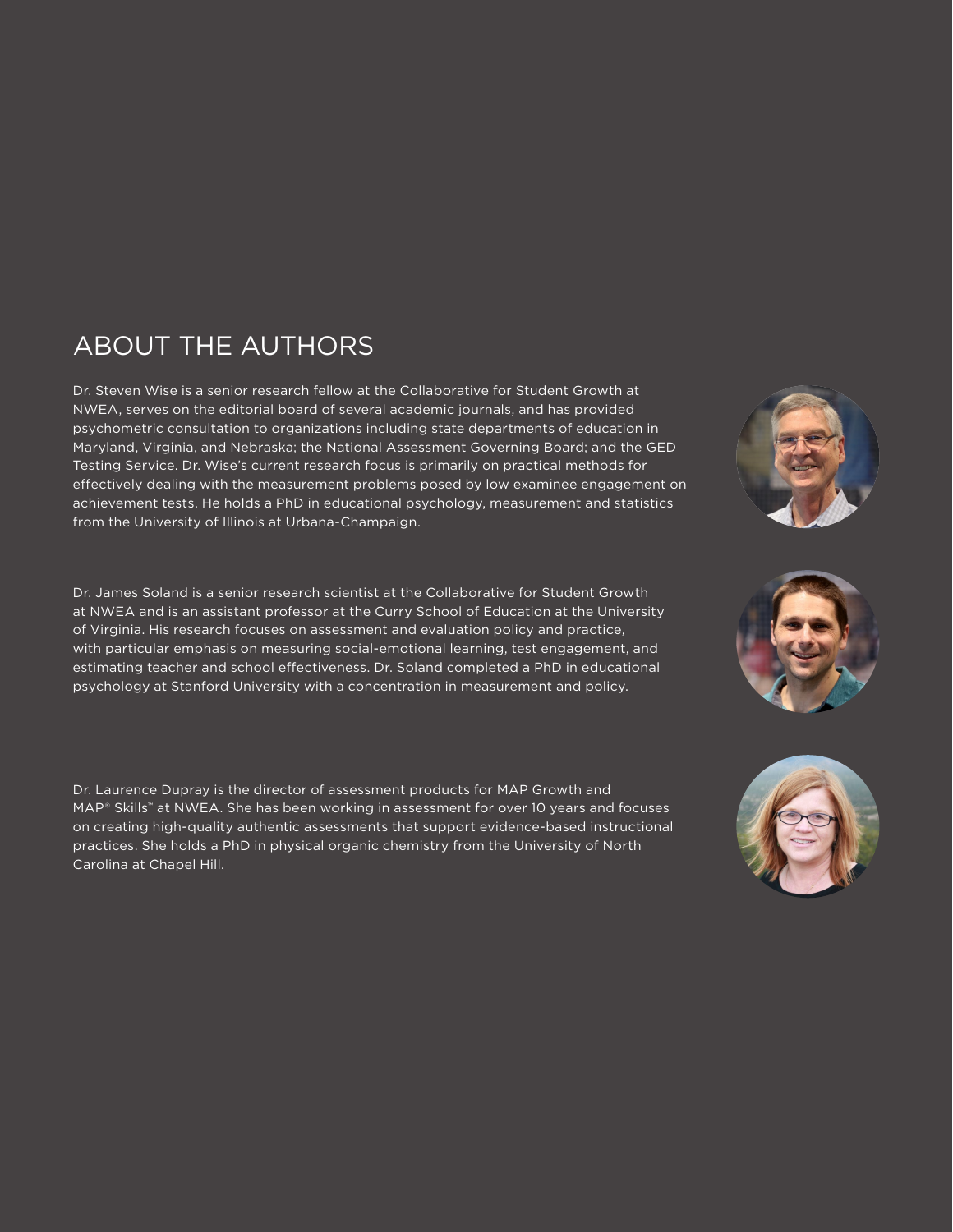## ABOUT THE AUTHORS

Dr. Steven Wise is a senior research fellow at the Collaborative for Student Growth at NWEA, serves on the editorial board of several academic journals, and has provided psychometric consultation to organizations including state departments of education in Maryland, Virginia, and Nebraska; the National Assessment Governing Board; and the GED Testing Service. Dr. Wise's current research focus is primarily on practical methods for effectively dealing with the measurement problems posed by low examinee engagement on achievement tests. He holds a PhD in educational psychology, measurement and statistics from the University of Illinois at Urbana-Champaign.

Dr. James Soland is a senior research scientist at the Collaborative for Student Growth at NWEA and is an assistant professor at the Curry School of Education at the University of Virginia. His research focuses on assessment and evaluation policy and practice, with particular emphasis on measuring social-emotional learning, test engagement, and estimating teacher and school effectiveness. Dr. Soland completed a PhD in educational psychology at Stanford University with a concentration in measurement and policy.

Dr. Laurence Dupray is the director of assessment products for MAP Growth and MAP® Skills™ at NWEA. She has been working in assessment for over 10 years and focuses on creating high-quality authentic assessments that support evidence-based instructional practices. She holds a PhD in physical organic chemistry from the University of North Carolina at Chapel Hill.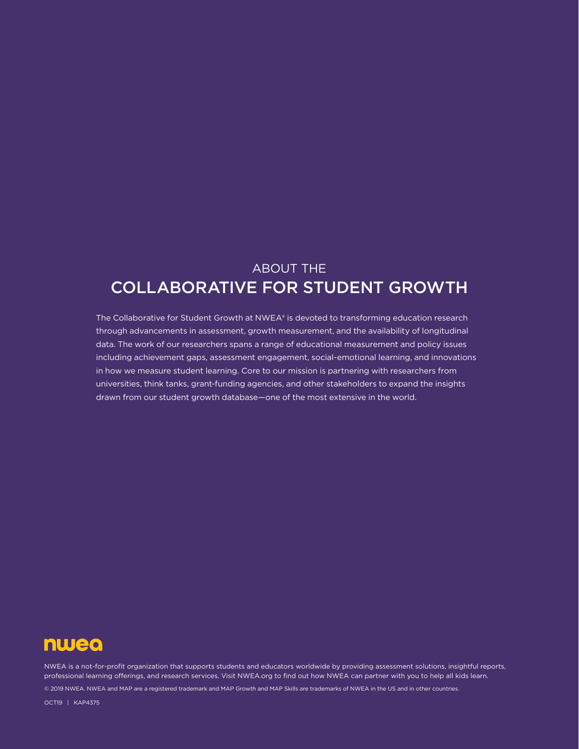## ABOUT THE
# COLLABORATIVE FOR STUDENT GROWTH

The Collaborative for Student Growth at NWEA® is devoted to transforming education research through advancements in assessment, growth measurement, and the availability of longitudinal data. The work of our researchers spans a range of educational measurement and policy issues including achievement gaps, assessment engagement, social-emotional learning, and innovations in how we measure student learning. Core to our mission is partnering with researchers from universities, think tanks, grant-funding agencies, and other stakeholders to expand the insights drawn from our student growth database—one of the most extensive in the world.

nwea

NWEA is a not-for-profit organization that supports students and educators worldwide by providing assessment solutions, insightful reports, professional learning offerings, and research services. Visit NWEA.org to find out how NWEA can partner with you to help all kids learn.

© 2019 NWEA. NWEA and MAP are a registered trademark and MAP Growth and MAP Skills are trademarks of NWEA in the US and in other countries.

OCT19 | KAP4375